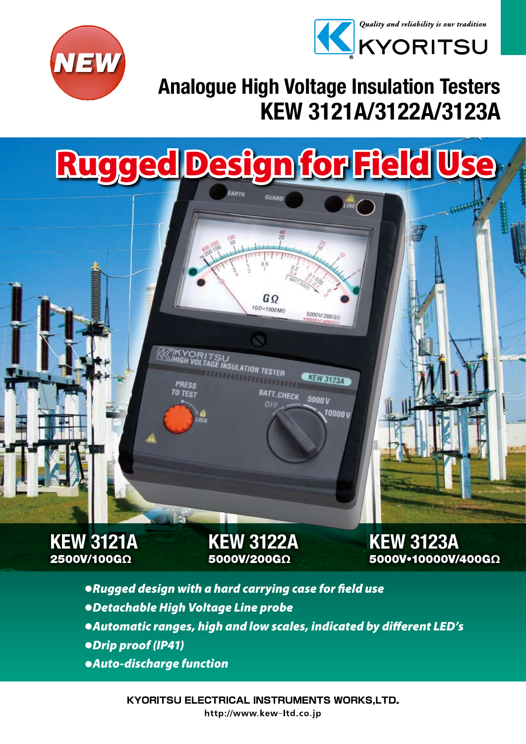NEW

*Quality and reliability is our tradition*

KYORITSU

# Analogue High Voltage Insulation Testers KEW 3121A/3122A/3123A

## Rugged Design for Field Use

**KEW 3121A**
**2500V/100GΩ**

**KEW 3122A**
**5000V/200GΩ**

**KEW 3123A**
**5000V•10000V/400GΩ**

- ***Rugged design with a hard carrying case for field use***
- ***Detachable High Voltage Line probe***
- ***Automatic ranges, high and low scales, indicated by different LED's***
- ***Drip proof (IP41)***
- ***Auto-discharge function***

KYORITSU ELECTRICAL INSTRUMENTS WORKS,LTD.
http://www.kew-ltd.co.jp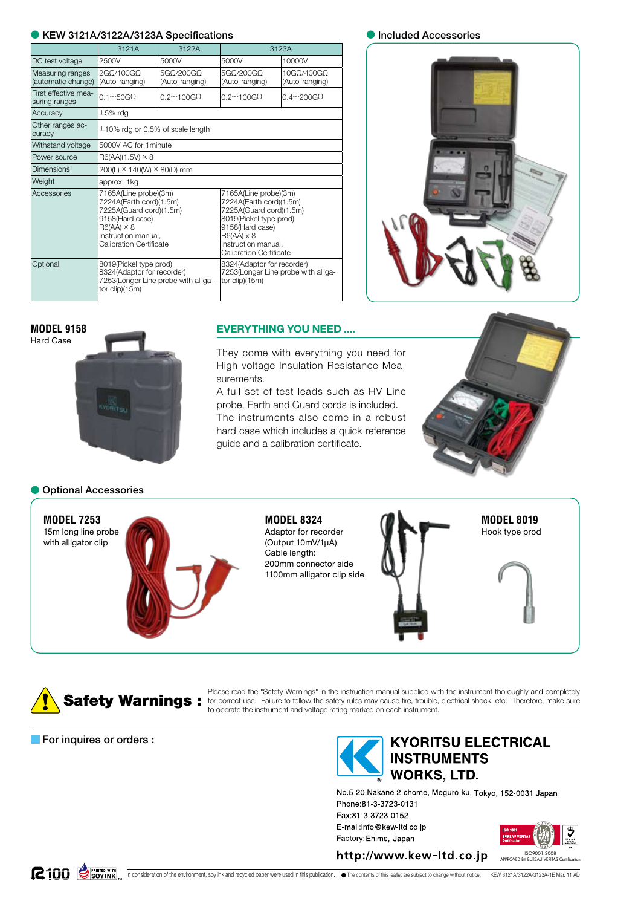## KEW 3121A/3122A/3123A Specifications

| | 3121A | 3122A | 3123A | |
|---|---|---|---|---|
| DC test voltage | 2500V | 5000V | 5000V | 10000V |
| Measuring ranges (automatic change) | 2GΩ/100GΩ (Auto-ranging) | 5GΩ/200GΩ (Auto-ranging) | 5GΩ/200GΩ (Auto-ranging) | 10GΩ/400GΩ (Auto-ranging) |
| First effective measuring ranges | 0.1〜50GΩ | 0.2〜100GΩ | 0.2〜100GΩ | 0.4〜200GΩ |
| Accuracy | ±5% rdg | | | |
| Other ranges accuracy | ±10% rdg or 0.5% of scale length | | | |
| Withstand voltage | 5000V AC for 1minute | | | |
| Power source | R6(AA)(1.5V) × 8 | | | |
| Dimensions | 200(L) × 140(W) × 80(D) mm | | | |
| Weight | approx. 1kg | | | |
| Accessories | 7165A(Line probe)(3m)<br>7224A(Earth cord)(1.5m)<br>7225A(Guard cord)(1.5m)<br>9158(Hard case)<br>R6(AA) × 8<br>Instruction manual,<br>Calibration Certificate | | 7165A(Line probe)(3m)<br>7224A(Earth cord)(1.5m)<br>7225A(Guard cord)(1.5m)<br>8019(Pickel type prod)<br>9158(Hard case)<br>R6(AA) x 8<br>Instruction manual,<br>Calibration Certificate | |
| Optional | 8019(Pickel type prod)<br>8324(Adaptor for recorder)<br>7253(Longer Line probe with alligator clip)(15m) | | 8324(Adaptor for recorder)<br>7253(Longer Line probe with alligator clip)(15m) | |

## Included Accessories

**MODEL 9158**
Hard Case

## EVERYTHING YOU NEED ....

They come with everything you need for High voltage Insulation Resistance Measurements.
A full set of test leads such as HV Line probe, Earth and Guard cords is included.
The instruments also come in a robust hard case which includes a quick reference guide and a calibration certificate.

## Optional Accessories

**MODEL 7253**
15m long line probe with alligator clip

**MODEL 8324**
Adaptor for recorder
(Output 10mV/1μA)
Cable length:
200mm connector side
1100mm alligator clip side

**MODEL 8019**
Hook type prod

**Safety Warnings :** Please read the "Safety Warnings" in the instruction manual supplied with the instrument thoroughly and completely for correct use. Failure to follow the safety rules may cause fire, trouble, electrical shock, etc. Therefore, make sure to operate the instrument and voltage rating marked on each instrument.

For inquires or orders :

**KYORITSU ELECTRICAL INSTRUMENTS WORKS, LTD.**

No.5-20,Nakane 2-chome, Meguro-ku, Tokyo, 152-0031 Japan
Phone:81-3-3723-0131
Fax:81-3-3723-0152
E-mail:info@kew-ltd.co.jp
Factory: Ehime, Japan

http://www.kew-ltd.co.jp

ISO9001:2008
APPROVED BY BUREAU VERITAS Certification

In consideration of the environment, soy ink and recycled paper were used in this publication. ● The contents of this leaflet are subject to change without notice. KEW 3121A/3122A/3123A-1E Mar. 11 AD